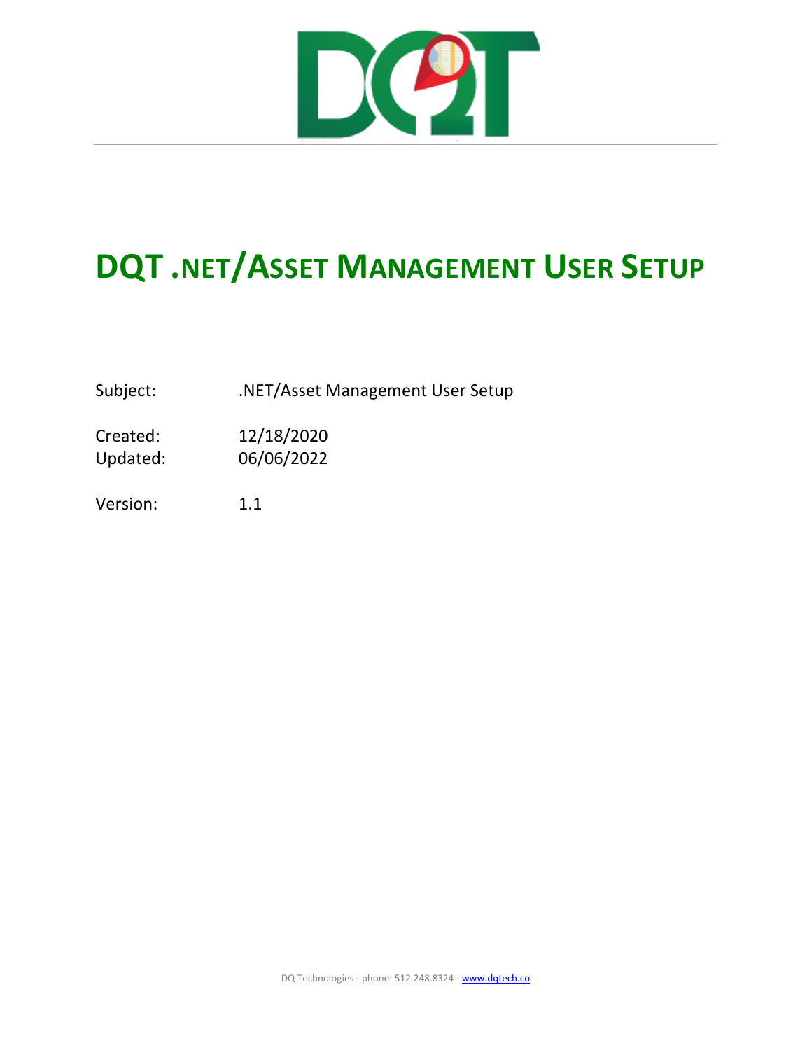# DQT .NET/Asset Management User Setup

Subject: .NET/Asset Management User Setup

Created: 12/18/2020
Updated: 06/06/2022

Version: 1.1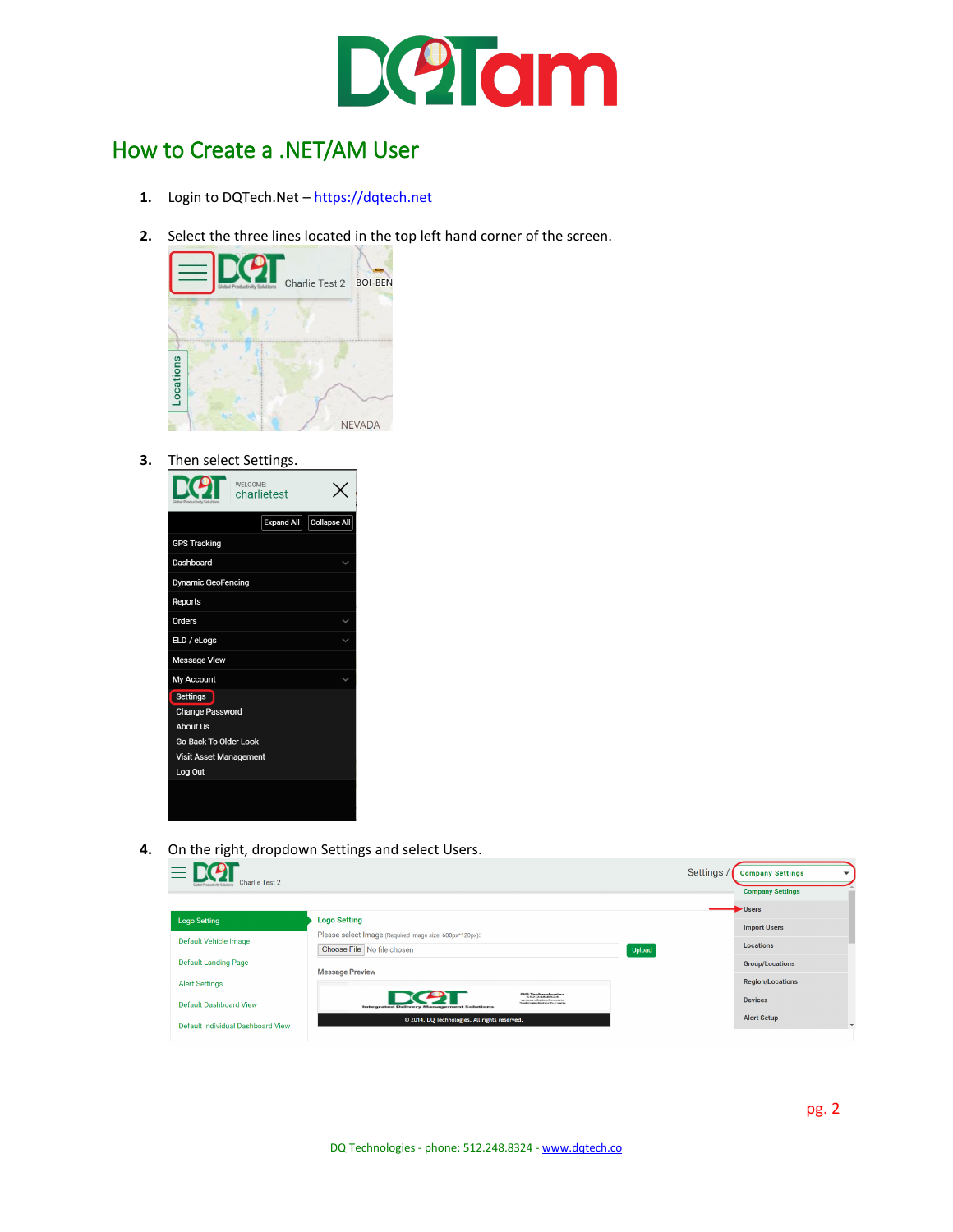# How to Create a .NET/AM User

1. Login to DQTech.Net – https://dqtech.net

2. Select the three lines located in the top left hand corner of the screen.

3. Then select Settings.

4. On the right, dropdown Settings and select Users.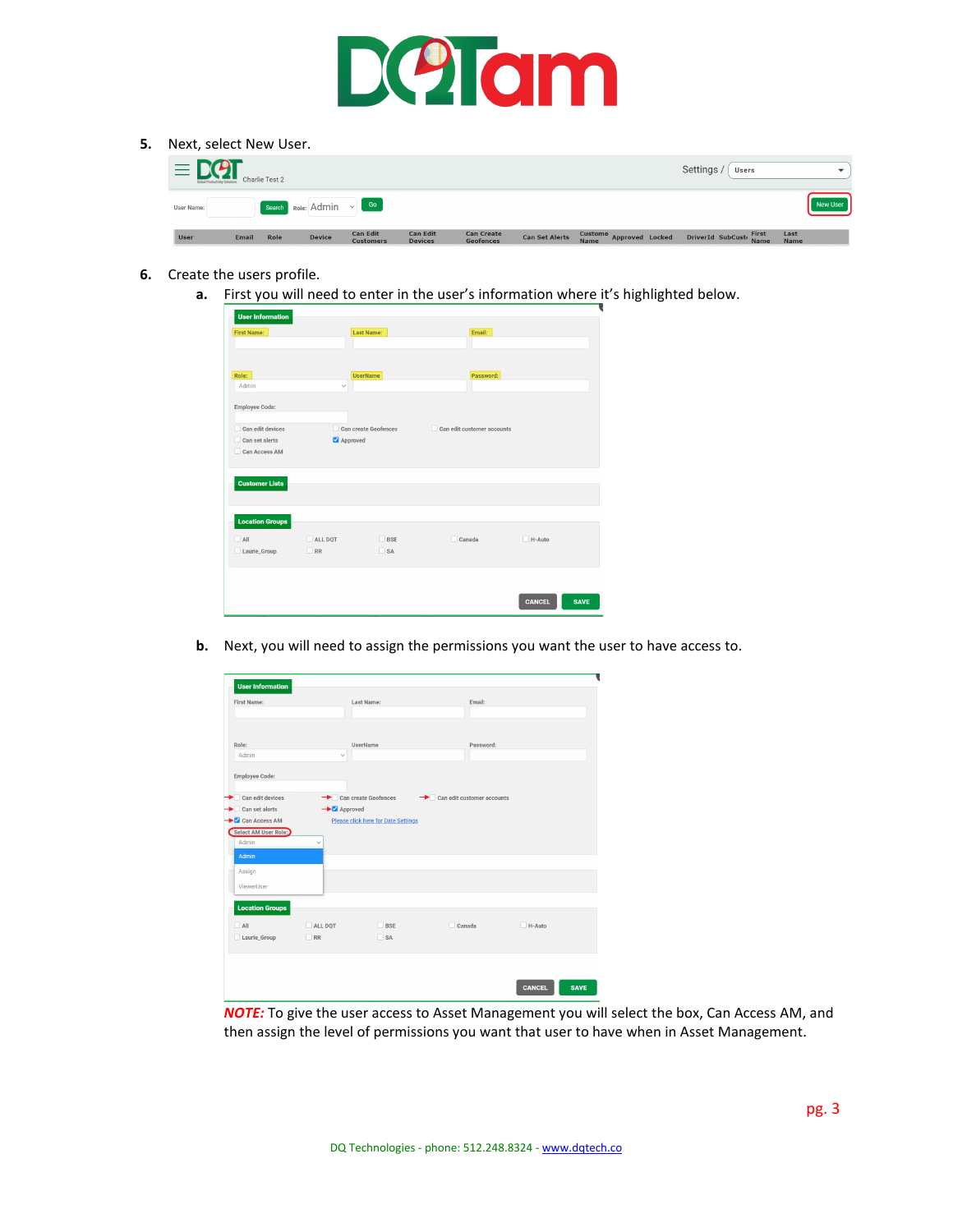5. Next, select New User.

6. Create the users profile.

   a. First you will need to enter in the user's information where it's highlighted below.

   b. Next, you will need to assign the permissions you want the user to have access to.

***NOTE:*** To give the user access to Asset Management you will select the box, Can Access AM, and then assign the level of permissions you want that user to have when in Asset Management.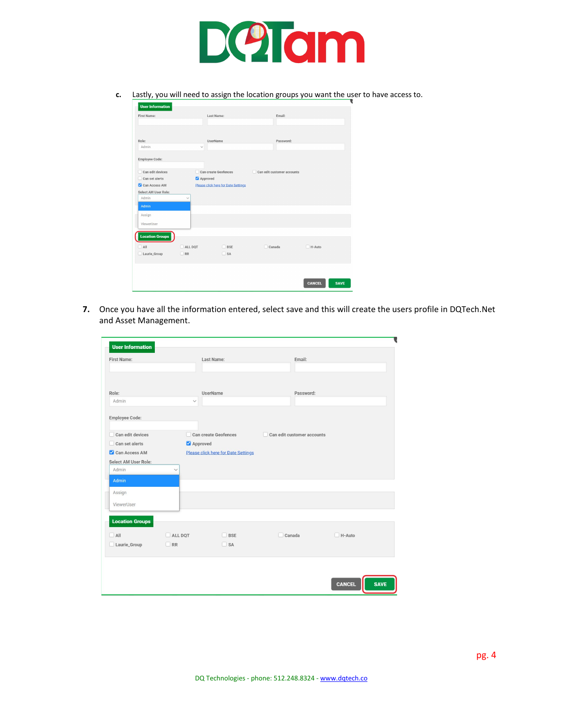c. Lastly, you will need to assign the location groups you want the user to have access to.

7. Once you have all the information entered, select save and this will create the users profile in DQTech.Net and Asset Management.